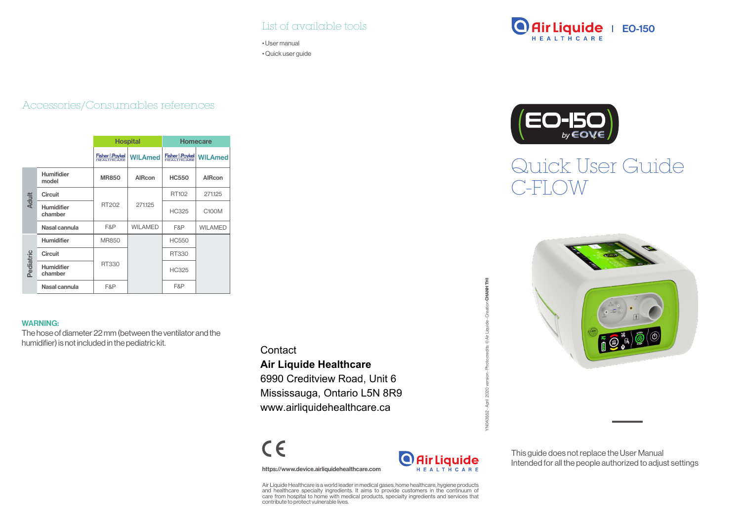## List of available tools

- User manual
- Quick user guide

## Accessories/Consumables references

| | | Hospital | | Homecare | |
|---|---|---|---|---|---|
| | | Fisher&Paykel HEALTHCARE | WILAmed | Fisher&Paykel HEALTHCARE | WILAmed |
| Adult | Humifidier model | MR850 | AIRcon | HC550 | AIRcon |
| | Circuit | RT202 | 271125 | RT102 | 271125 |
| | Humidifier chamber | | | HC325 | C100M |
| | Nasal cannula | F&P | WILAMED | F&P | WILAMED |
| Pediatric | Humidifier | MR850 | | HC550 | |
| | Circuit | RT330 | | RT330 | |
| | Humidifier chamber | | | HC325 | |
| | Nasal cannula | F&P | | F&P | |

**WARNING:**
The hose of diameter 22 mm (between the ventilator and the humidifier) is not included in the pediatric kit.

Contact
**Air Liquide Healthcare**
6990 Creditview Road, Unit 6
Mississauga, Ontario L5N 8R9
www.airliquidehealthcare.ca

CE

https://www.device.airliquidehealthcare.com

Air Liquide HEALTHCARE

Air Liquide Healthcare is a world leader in medical gases, home healthcare, hygiene products and healthcare specialty ingredients. It aims to provide customers in the continuum of care from hospital to home with medical products, specialty ingredients and services that contribute to protect vulnerable lives.

YN043552 - April 2020 version - Photo credits: © Air Liquide - Creation CHANH THI

Air Liquide HEALTHCARE | EO-150

EO-150 by EOVE

# Quick User Guide C-FLOW

This guide does not replace the User Manual
Intended for all the people authorized to adjust settings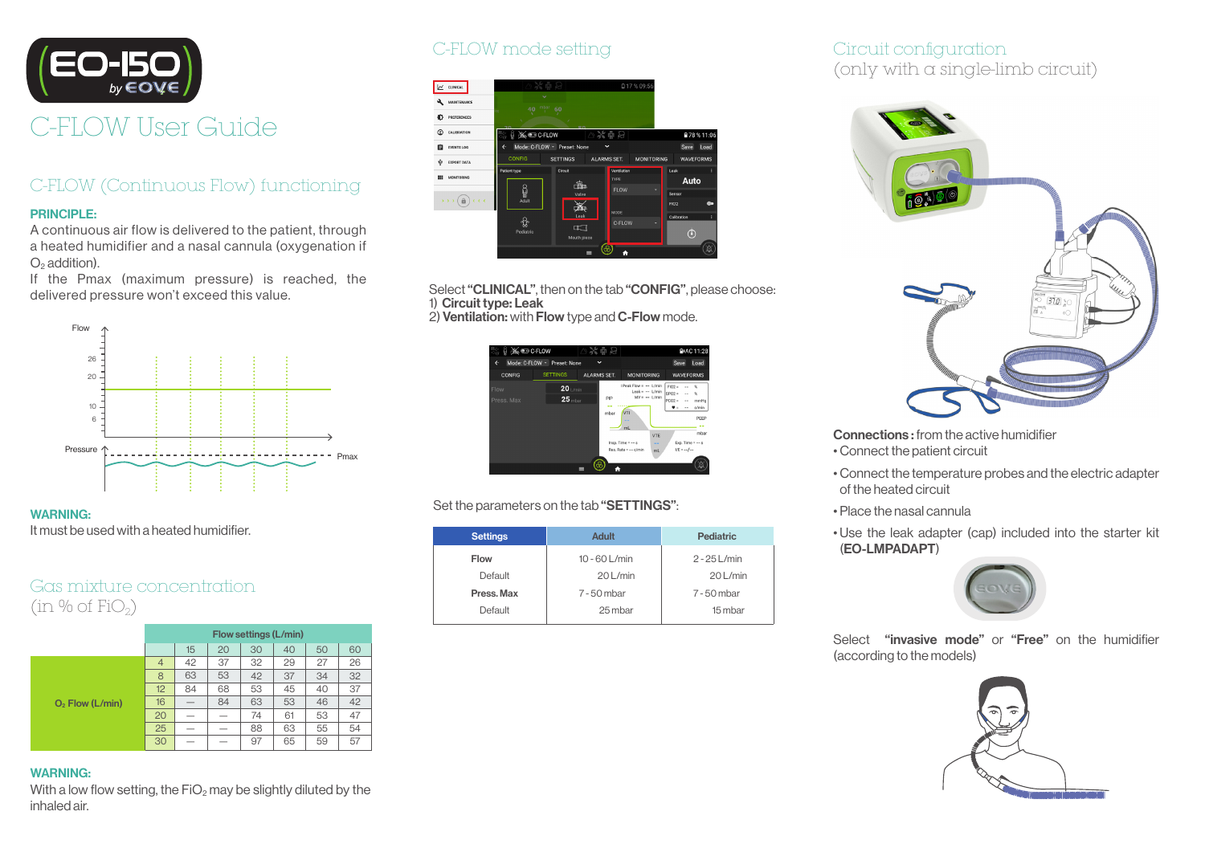# C-FLOW User Guide

## C-FLOW (Continuous Flow) functioning

**PRINCIPLE:**

A continuous air flow is delivered to the patient, through a heated humidifier and a nasal cannula (oxygenation if $O_2$ addition).

If the Pmax (maximum pressure) is reached, the delivered pressure won't exceed this value.

Flow
26
20
10
6
Pressure
Pmax

**WARNING:**

It must be used with a heated humidifier.

## Gas mixture concentration (in % of $FiO_2$)

| | Flow settings (L/min) | | | | | | |
|---|---|---|---|---|---|---|---|
| | | 15 | 20 | 30 | 40 | 50 | 60 |
| $O_2$ Flow (L/min) | 4 | 42 | 37 | 32 | 29 | 27 | 26 |
| | 8 | 63 | 53 | 42 | 37 | 34 | 32 |
| | 12 | 84 | 68 | 53 | 45 | 40 | 37 |
| | 16 | — | 84 | 63 | 53 | 46 | 42 |
| | 20 | — | — | 74 | 61 | 53 | 47 |
| | 25 | — | — | 88 | 63 | 55 | 54 |
| | 30 | — | — | 97 | 65 | 59 | 57 |

**WARNING:**

With a low flow setting, the $FiO_2$ may be slightly diluted by the inhaled air.

## C-FLOW mode setting

Select **"CLINICAL"**, then on the tab **"CONFIG"**, please choose:
1) **Circuit type: Leak**
2) **Ventilation:** with **Flow** type and **C-Flow** mode.

Set the parameters on the tab **"SETTINGS"**:

| Settings | Adult | Pediatric |
|---|---|---|
| **Flow** | 10 - 60 L/min | 2 - 25 L/min |
| Default | 20 L/min | 20 L/min |
| **Press. Max** | 7 - 50 mbar | 7 - 50 mbar |
| Default | 25 mbar | 15 mbar |

## Circuit configuration (only with a single-limb circuit)

**Connections :** from the active humidifier
- Connect the patient circuit
- Connect the temperature probes and the electric adapter of the heated circuit
- Place the nasal cannula
- Use the leak adapter (cap) included into the starter kit (**EO-LMPADAPT**)

Select **"invasive mode"** or **"Free"** on the humidifier (according to the models)